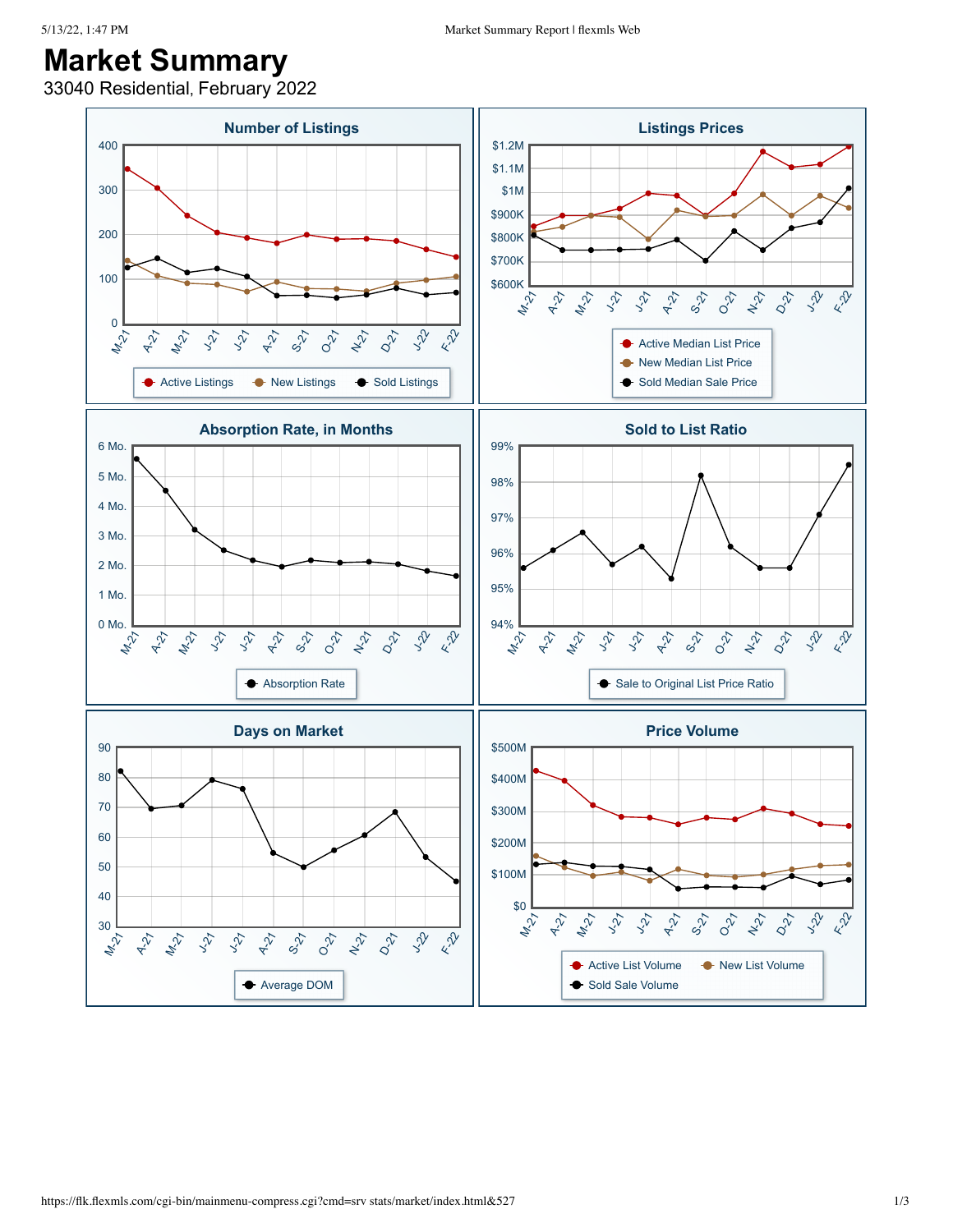# Market Summary

33040 Residential, February 2022

## Number of Listings

Y-axis: 0, 100, 200, 300, 400

X-axis: M-21, A-21, M-21, J-21, J-21, A-21, S-21, O-21, N-21, D-21, J-22, F-22

Legend: Active Listings, New Listings, Sold Listings

## Listings Prices

Y-axis: $600K, $700K, $800K, $900K, $1M, $1.1M, $1.2M

X-axis: M-21, A-21, M-21, J-21, J-21, A-21, S-21, O-21, N-21, D-21, J-22, F-22

Legend: Active Median List Price, New Median List Price, Sold Median Sale Price

## Absorption Rate, in Months

Y-axis: 0 Mo., 1 Mo., 2 Mo., 3 Mo., 4 Mo., 5 Mo., 6 Mo.

X-axis: M-21, A-21, M-21, J-21, J-21, A-21, S-21, O-21, N-21, D-21, J-22, F-22

Legend: Absorption Rate

## Sold to List Ratio

Y-axis: 94%, 95%, 96%, 97%, 98%, 99%

X-axis: M-21, A-21, M-21, J-21, J-21, A-21, S-21, O-21, N-21, D-21, J-22, F-22

Legend: Sale to Original List Price Ratio

## Days on Market

Y-axis: 30, 40, 50, 60, 70, 80, 90

X-axis: M-21, A-21, M-21, J-21, J-21, A-21, S-21, O-21, N-21, D-21, J-22, F-22

Legend: Average DOM

## Price Volume

Y-axis: $0, $100M, $200M, $300M, $400M, $500M

X-axis: M-21, A-21, M-21, J-21, J-21, A-21, S-21, O-21, N-21, D-21, J-22, F-22

Legend: Active List Volume, New List Volume, Sold Sale Volume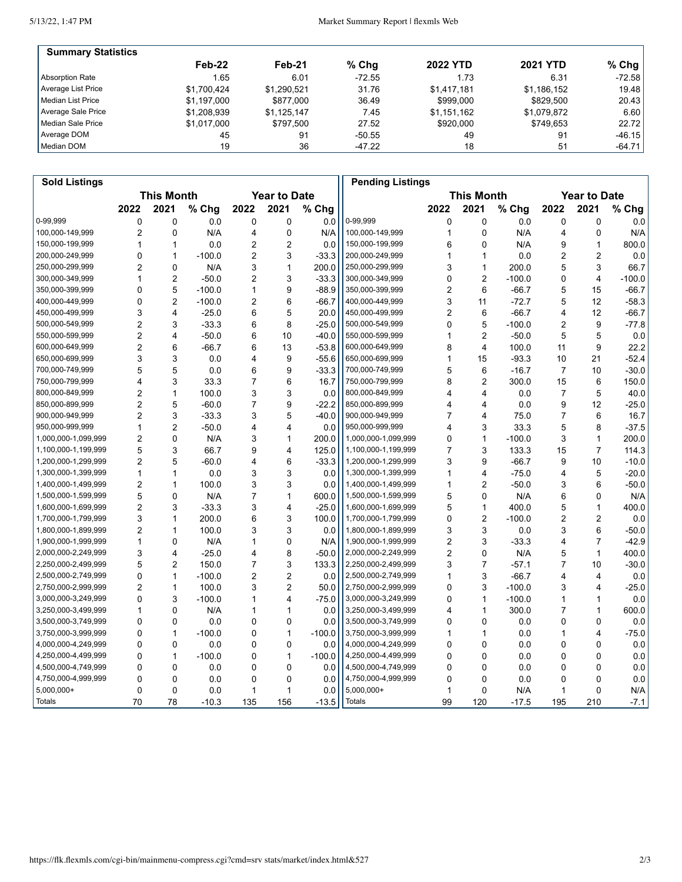## Summary Statistics

| | Feb-22 | Feb-21 | % Chg | 2022 YTD | 2021 YTD | % Chg |
|---|---|---|---|---|---|---|
| Absorption Rate | 1.65 | 6.01 | -72.55 | 1.73 | 6.31 | -72.58 |
| Average List Price | $1,700,424 | $1,290,521 | 31.76 | $1,417,181 | $1,186,152 | 19.48 |
| Median List Price | $1,197,000 | $877,000 | 36.49 | $999,000 | $829,500 | 20.43 |
| Average Sale Price | $1,208,939 | $1,125,147 | 7.45 | $1,151,162 | $1,079,872 | 6.60 |
| Median Sale Price | $1,017,000 | $797,500 | 27.52 | $920,000 | $749,653 | 22.72 |
| Average DOM | 45 | 91 | -50.55 | 49 | 91 | -46.15 |
| Median DOM | 19 | 36 | -47.22 | 18 | 51 | -64.71 |

## Sold Listings

| | This Month | | | Year to Date | | |
|---|---|---|---|---|---|---|
| | 2022 | 2021 | % Chg | 2022 | 2021 | % Chg |
| 0-99,999 | 0 | 0 | 0.0 | 0 | 0 | 0.0 |
| 100,000-149,999 | 2 | 0 | N/A | 4 | 0 | N/A |
| 150,000-199,999 | 1 | 1 | 0.0 | 2 | 2 | 0.0 |
| 200,000-249,999 | 0 | 1 | -100.0 | 2 | 3 | -33.3 |
| 250,000-299,999 | 2 | 0 | N/A | 3 | 1 | 200.0 |
| 300,000-349,999 | 1 | 2 | -50.0 | 2 | 3 | -33.3 |
| 350,000-399,999 | 0 | 5 | -100.0 | 1 | 9 | -88.9 |
| 400,000-449,999 | 0 | 2 | -100.0 | 2 | 6 | -66.7 |
| 450,000-499,999 | 3 | 4 | -25.0 | 6 | 5 | 20.0 |
| 500,000-549,999 | 2 | 3 | -33.3 | 6 | 8 | -25.0 |
| 550,000-599,999 | 2 | 4 | -50.0 | 6 | 10 | -40.0 |
| 600,000-649,999 | 2 | 6 | -66.7 | 6 | 13 | -53.8 |
| 650,000-699,999 | 3 | 3 | 0.0 | 4 | 9 | -55.6 |
| 700,000-749,999 | 5 | 5 | 0.0 | 6 | 9 | -33.3 |
| 750,000-799,999 | 4 | 3 | 33.3 | 7 | 6 | 16.7 |
| 800,000-849,999 | 2 | 1 | 100.0 | 3 | 3 | 0.0 |
| 850,000-899,999 | 2 | 5 | -60.0 | 7 | 9 | -22.2 |
| 900,000-949,999 | 2 | 3 | -33.3 | 3 | 5 | -40.0 |
| 950,000-999,999 | 1 | 2 | -50.0 | 4 | 4 | 0.0 |
| 1,000,000-1,099,999 | 2 | 0 | N/A | 3 | 1 | 200.0 |
| 1,100,000-1,199,999 | 5 | 3 | 66.7 | 9 | 4 | 125.0 |
| 1,200,000-1,299,999 | 2 | 5 | -60.0 | 4 | 6 | -33.3 |
| 1,300,000-1,399,999 | 1 | 1 | 0.0 | 3 | 3 | 0.0 |
| 1,400,000-1,499,999 | 2 | 1 | 100.0 | 3 | 3 | 0.0 |
| 1,500,000-1,599,999 | 5 | 0 | N/A | 7 | 1 | 600.0 |
| 1,600,000-1,699,999 | 2 | 3 | -33.3 | 3 | 4 | -25.0 |
| 1,700,000-1,799,999 | 3 | 1 | 200.0 | 6 | 3 | 100.0 |
| 1,800,000-1,899,999 | 2 | 1 | 100.0 | 3 | 3 | 0.0 |
| 1,900,000-1,999,999 | 1 | 0 | N/A | 1 | 0 | N/A |
| 2,000,000-2,249,999 | 3 | 4 | -25.0 | 4 | 8 | -50.0 |
| 2,250,000-2,499,999 | 5 | 2 | 150.0 | 7 | 3 | 133.3 |
| 2,500,000-2,749,999 | 0 | 1 | -100.0 | 2 | 2 | 0.0 |
| 2,750,000-2,999,999 | 2 | 1 | 100.0 | 3 | 2 | 50.0 |
| 3,000,000-3,249,999 | 0 | 3 | -100.0 | 1 | 4 | -75.0 |
| 3,250,000-3,499,999 | 1 | 0 | N/A | 1 | 1 | 0.0 |
| 3,500,000-3,749,999 | 0 | 0 | 0.0 | 0 | 0 | 0.0 |
| 3,750,000-3,999,999 | 0 | 1 | -100.0 | 0 | 1 | -100.0 |
| 4,000,000-4,249,999 | 0 | 0 | 0.0 | 0 | 0 | 0.0 |
| 4,250,000-4,499,999 | 0 | 1 | -100.0 | 0 | 1 | -100.0 |
| 4,500,000-4,749,999 | 0 | 0 | 0.0 | 0 | 0 | 0.0 |
| 4,750,000-4,999,999 | 0 | 0 | 0.0 | 0 | 0 | 0.0 |
| 5,000,000+ | 0 | 0 | 0.0 | 1 | 1 | 0.0 |
| Totals | 70 | 78 | -10.3 | 135 | 156 | -13.5 |

## Pending Listings

| | This Month | | | Year to Date | | |
|---|---|---|---|---|---|---|
| | 2022 | 2021 | % Chg | 2022 | 2021 | % Chg |
| 0-99,999 | 0 | 0 | 0.0 | 0 | 0 | 0.0 |
| 100,000-149,999 | 1 | 0 | N/A | 4 | 0 | N/A |
| 150,000-199,999 | 6 | 0 | N/A | 9 | 1 | 800.0 |
| 200,000-249,999 | 1 | 1 | 0.0 | 2 | 2 | 0.0 |
| 250,000-299,999 | 3 | 1 | 200.0 | 5 | 3 | 66.7 |
| 300,000-349,999 | 0 | 2 | -100.0 | 0 | 4 | -100.0 |
| 350,000-399,999 | 2 | 6 | -66.7 | 5 | 15 | -66.7 |
| 400,000-449,999 | 3 | 11 | -72.7 | 5 | 12 | -58.3 |
| 450,000-499,999 | 2 | 6 | -66.7 | 4 | 12 | -66.7 |
| 500,000-549,999 | 0 | 5 | -100.0 | 2 | 9 | -77.8 |
| 550,000-599,999 | 1 | 2 | -50.0 | 5 | 5 | 0.0 |
| 600,000-649,999 | 8 | 4 | 100.0 | 11 | 9 | 22.2 |
| 650,000-699,999 | 1 | 15 | -93.3 | 10 | 21 | -52.4 |
| 700,000-749,999 | 5 | 6 | -16.7 | 7 | 10 | -30.0 |
| 750,000-799,999 | 8 | 2 | 300.0 | 15 | 6 | 150.0 |
| 800,000-849,999 | 4 | 4 | 0.0 | 7 | 5 | 40.0 |
| 850,000-899,999 | 4 | 4 | 0.0 | 9 | 12 | -25.0 |
| 900,000-949,999 | 7 | 4 | 75.0 | 7 | 6 | 16.7 |
| 950,000-999,999 | 4 | 3 | 33.3 | 5 | 8 | -37.5 |
| 1,000,000-1,099,999 | 0 | 1 | -100.0 | 3 | 1 | 200.0 |
| 1,100,000-1,199,999 | 7 | 3 | 133.3 | 15 | 7 | 114.3 |
| 1,200,000-1,299,999 | 3 | 9 | -66.7 | 9 | 10 | -10.0 |
| 1,300,000-1,399,999 | 1 | 4 | -75.0 | 4 | 5 | -20.0 |
| 1,400,000-1,499,999 | 1 | 2 | -50.0 | 3 | 6 | -50.0 |
| 1,500,000-1,599,999 | 5 | 0 | N/A | 6 | 0 | N/A |
| 1,600,000-1,699,999 | 5 | 1 | 400.0 | 5 | 1 | 400.0 |
| 1,700,000-1,799,999 | 0 | 2 | -100.0 | 2 | 2 | 0.0 |
| 1,800,000-1,899,999 | 3 | 3 | 0.0 | 3 | 6 | -50.0 |
| 1,900,000-1,999,999 | 2 | 3 | -33.3 | 4 | 7 | -42.9 |
| 2,000,000-2,249,999 | 2 | 0 | N/A | 5 | 1 | 400.0 |
| 2,250,000-2,499,999 | 3 | 7 | -57.1 | 7 | 10 | -30.0 |
| 2,500,000-2,749,999 | 1 | 3 | -66.7 | 4 | 4 | 0.0 |
| 2,750,000-2,999,999 | 0 | 3 | -100.0 | 3 | 4 | -25.0 |
| 3,000,000-3,249,999 | 0 | 1 | -100.0 | 1 | 1 | 0.0 |
| 3,250,000-3,499,999 | 4 | 1 | 300.0 | 7 | 1 | 600.0 |
| 3,500,000-3,749,999 | 0 | 0 | 0.0 | 0 | 0 | 0.0 |
| 3,750,000-3,999,999 | 1 | 1 | 0.0 | 1 | 4 | -75.0 |
| 4,000,000-4,249,999 | 0 | 0 | 0.0 | 0 | 0 | 0.0 |
| 4,250,000-4,499,999 | 0 | 0 | 0.0 | 0 | 0 | 0.0 |
| 4,500,000-4,749,999 | 0 | 0 | 0.0 | 0 | 0 | 0.0 |
| 4,750,000-4,999,999 | 0 | 0 | 0.0 | 0 | 0 | 0.0 |
| 5,000,000+ | 1 | 0 | N/A | 1 | 0 | N/A |
| Totals | 99 | 120 | -17.5 | 195 | 210 | -7.1 |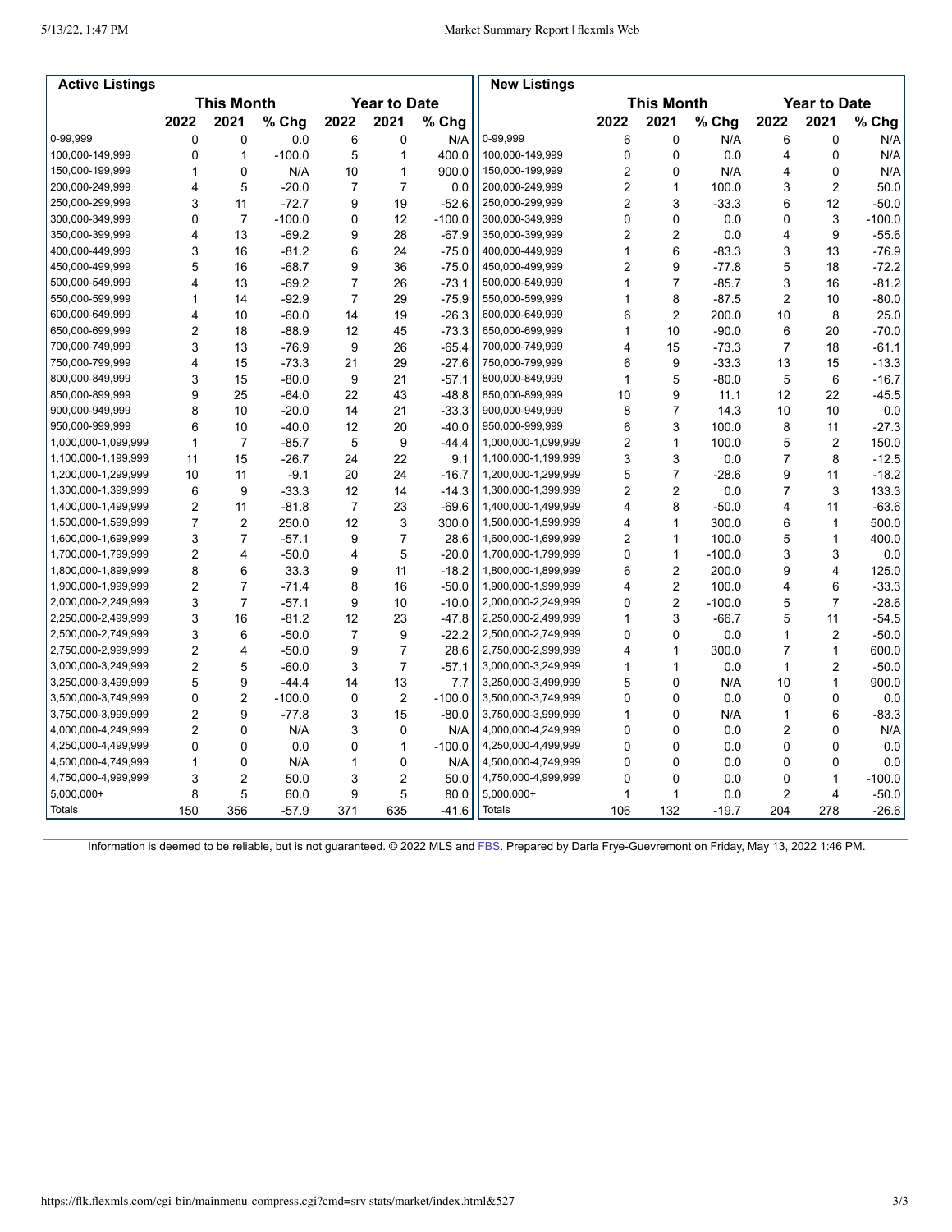## Active Listings

| | This Month | | | Year to Date | | |
|---|---|---|---|---|---|---|
| | 2022 | 2021 | % Chg | 2022 | 2021 | % Chg |
| 0-99,999 | 0 | 0 | 0.0 | 6 | 0 | N/A |
| 100,000-149,999 | 0 | 1 | -100.0 | 5 | 1 | 400.0 |
| 150,000-199,999 | 1 | 0 | N/A | 10 | 1 | 900.0 |
| 200,000-249,999 | 4 | 5 | -20.0 | 7 | 7 | 0.0 |
| 250,000-299,999 | 3 | 11 | -72.7 | 9 | 19 | -52.6 |
| 300,000-349,999 | 0 | 7 | -100.0 | 0 | 12 | -100.0 |
| 350,000-399,999 | 4 | 13 | -69.2 | 9 | 28 | -67.9 |
| 400,000-449,999 | 3 | 16 | -81.2 | 6 | 24 | -75.0 |
| 450,000-499,999 | 5 | 16 | -68.7 | 9 | 36 | -75.0 |
| 500,000-549,999 | 4 | 13 | -69.2 | 7 | 26 | -73.1 |
| 550,000-599,999 | 1 | 14 | -92.9 | 7 | 29 | -75.9 |
| 600,000-649,999 | 4 | 10 | -60.0 | 14 | 19 | -26.3 |
| 650,000-699,999 | 2 | 18 | -88.9 | 12 | 45 | -73.3 |
| 700,000-749,999 | 3 | 13 | -76.9 | 9 | 26 | -65.4 |
| 750,000-799,999 | 4 | 15 | -73.3 | 21 | 29 | -27.6 |
| 800,000-849,999 | 3 | 15 | -80.0 | 9 | 21 | -57.1 |
| 850,000-899,999 | 9 | 25 | -64.0 | 22 | 43 | -48.8 |
| 900,000-949,999 | 8 | 10 | -20.0 | 14 | 21 | -33.3 |
| 950,000-999,999 | 6 | 10 | -40.0 | 12 | 20 | -40.0 |
| 1,000,000-1,099,999 | 1 | 7 | -85.7 | 5 | 9 | -44.4 |
| 1,100,000-1,199,999 | 11 | 15 | -26.7 | 24 | 22 | 9.1 |
| 1,200,000-1,299,999 | 10 | 11 | -9.1 | 20 | 24 | -16.7 |
| 1,300,000-1,399,999 | 6 | 9 | -33.3 | 12 | 14 | -14.3 |
| 1,400,000-1,499,999 | 2 | 11 | -81.8 | 7 | 23 | -69.6 |
| 1,500,000-1,599,999 | 7 | 2 | 250.0 | 12 | 3 | 300.0 |
| 1,600,000-1,699,999 | 3 | 7 | -57.1 | 9 | 7 | 28.6 |
| 1,700,000-1,799,999 | 2 | 4 | -50.0 | 4 | 5 | -20.0 |
| 1,800,000-1,899,999 | 8 | 6 | 33.3 | 9 | 11 | -18.2 |
| 1,900,000-1,999,999 | 2 | 7 | -71.4 | 8 | 16 | -50.0 |
| 2,000,000-2,249,999 | 3 | 7 | -57.1 | 9 | 10 | -10.0 |
| 2,250,000-2,499,999 | 3 | 16 | -81.2 | 12 | 23 | -47.8 |
| 2,500,000-2,749,999 | 3 | 6 | -50.0 | 7 | 9 | -22.2 |
| 2,750,000-2,999,999 | 2 | 4 | -50.0 | 9 | 7 | 28.6 |
| 3,000,000-3,249,999 | 2 | 5 | -60.0 | 3 | 7 | -57.1 |
| 3,250,000-3,499,999 | 5 | 9 | -44.4 | 14 | 13 | 7.7 |
| 3,500,000-3,749,999 | 0 | 2 | -100.0 | 0 | 2 | -100.0 |
| 3,750,000-3,999,999 | 2 | 9 | -77.8 | 3 | 15 | -80.0 |
| 4,000,000-4,249,999 | 2 | 0 | N/A | 3 | 0 | N/A |
| 4,250,000-4,499,999 | 0 | 0 | 0.0 | 0 | 1 | -100.0 |
| 4,500,000-4,749,999 | 1 | 0 | N/A | 1 | 0 | N/A |
| 4,750,000-4,999,999 | 3 | 2 | 50.0 | 3 | 2 | 50.0 |
| 5,000,000+ | 8 | 5 | 60.0 | 9 | 5 | 80.0 |
| Totals | 150 | 356 | -57.9 | 371 | 635 | -41.6 |

## New Listings

| | This Month | | | Year to Date | | |
|---|---|---|---|---|---|---|
| | 2022 | 2021 | % Chg | 2022 | 2021 | % Chg |
| 0-99,999 | 6 | 0 | N/A | 6 | 0 | N/A |
| 100,000-149,999 | 0 | 0 | 0.0 | 4 | 0 | N/A |
| 150,000-199,999 | 2 | 0 | N/A | 4 | 0 | N/A |
| 200,000-249,999 | 2 | 1 | 100.0 | 3 | 2 | 50.0 |
| 250,000-299,999 | 2 | 3 | -33.3 | 6 | 12 | -50.0 |
| 300,000-349,999 | 0 | 0 | 0.0 | 0 | 3 | -100.0 |
| 350,000-399,999 | 2 | 2 | 0.0 | 4 | 9 | -55.6 |
| 400,000-449,999 | 1 | 6 | -83.3 | 3 | 13 | -76.9 |
| 450,000-499,999 | 2 | 9 | -77.8 | 5 | 18 | -72.2 |
| 500,000-549,999 | 1 | 7 | -85.7 | 3 | 16 | -81.2 |
| 550,000-599,999 | 1 | 8 | -87.5 | 2 | 10 | -80.0 |
| 600,000-649,999 | 6 | 2 | 200.0 | 10 | 8 | 25.0 |
| 650,000-699,999 | 1 | 10 | -90.0 | 6 | 20 | -70.0 |
| 700,000-749,999 | 4 | 15 | -73.3 | 7 | 18 | -61.1 |
| 750,000-799,999 | 6 | 9 | -33.3 | 13 | 15 | -13.3 |
| 800,000-849,999 | 1 | 5 | -80.0 | 5 | 6 | -16.7 |
| 850,000-899,999 | 10 | 9 | 11.1 | 12 | 22 | -45.5 |
| 900,000-949,999 | 8 | 7 | 14.3 | 10 | 10 | 0.0 |
| 950,000-999,999 | 6 | 3 | 100.0 | 8 | 11 | -27.3 |
| 1,000,000-1,099,999 | 2 | 1 | 100.0 | 5 | 2 | 150.0 |
| 1,100,000-1,199,999 | 3 | 3 | 0.0 | 7 | 8 | -12.5 |
| 1,200,000-1,299,999 | 5 | 7 | -28.6 | 9 | 11 | -18.2 |
| 1,300,000-1,399,999 | 2 | 2 | 0.0 | 7 | 3 | 133.3 |
| 1,400,000-1,499,999 | 4 | 8 | -50.0 | 4 | 11 | -63.6 |
| 1,500,000-1,599,999 | 4 | 1 | 300.0 | 6 | 1 | 500.0 |
| 1,600,000-1,699,999 | 2 | 1 | 100.0 | 5 | 1 | 400.0 |
| 1,700,000-1,799,999 | 0 | 1 | -100.0 | 3 | 3 | 0.0 |
| 1,800,000-1,899,999 | 6 | 2 | 200.0 | 9 | 4 | 125.0 |
| 1,900,000-1,999,999 | 4 | 2 | 100.0 | 4 | 6 | -33.3 |
| 2,000,000-2,249,999 | 0 | 2 | -100.0 | 5 | 7 | -28.6 |
| 2,250,000-2,499,999 | 1 | 3 | -66.7 | 5 | 11 | -54.5 |
| 2,500,000-2,749,999 | 0 | 0 | 0.0 | 1 | 2 | -50.0 |
| 2,750,000-2,999,999 | 4 | 1 | 300.0 | 7 | 1 | 600.0 |
| 3,000,000-3,249,999 | 1 | 1 | 0.0 | 1 | 2 | -50.0 |
| 3,250,000-3,499,999 | 5 | 0 | N/A | 10 | 1 | 900.0 |
| 3,500,000-3,749,999 | 0 | 0 | 0.0 | 0 | 0 | 0.0 |
| 3,750,000-3,999,999 | 1 | 0 | N/A | 1 | 6 | -83.3 |
| 4,000,000-4,249,999 | 0 | 0 | 0.0 | 2 | 0 | N/A |
| 4,250,000-4,499,999 | 0 | 0 | 0.0 | 0 | 0 | 0.0 |
| 4,500,000-4,749,999 | 0 | 0 | 0.0 | 0 | 0 | 0.0 |
| 4,750,000-4,999,999 | 0 | 0 | 0.0 | 0 | 1 | -100.0 |
| 5,000,000+ | 1 | 1 | 0.0 | 2 | 4 | -50.0 |
| Totals | 106 | 132 | -19.7 | 204 | 278 | -26.6 |

Information is deemed to be reliable, but is not guaranteed. © 2022 MLS and FBS. Prepared by Darla Frye-Guevremont on Friday, May 13, 2022 1:46 PM.